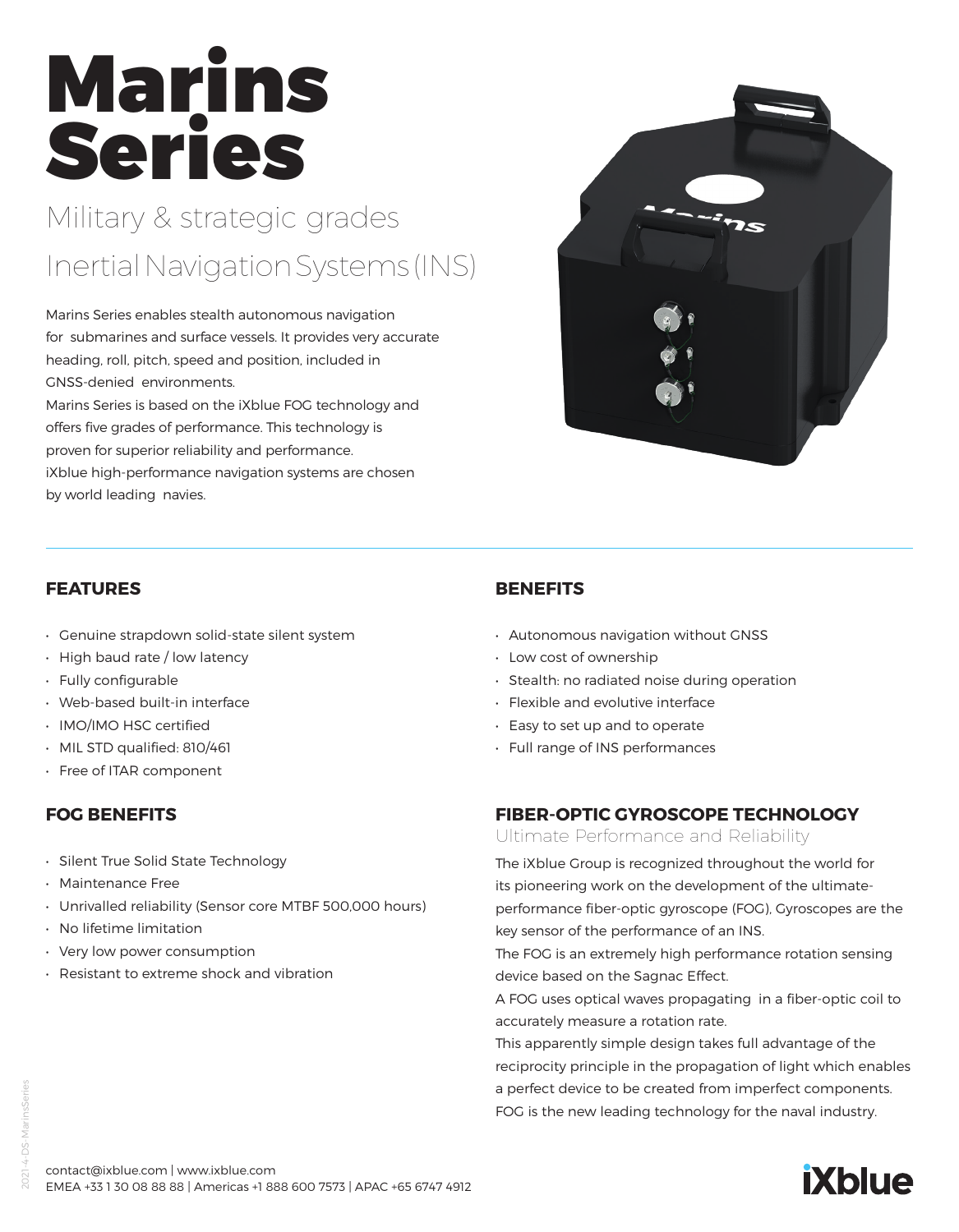# Marins Series

## Military & strategic grades

## Inertial Navigation Systems (INS)

Marins Series enables stealth autonomous navigation for submarines and surface vessels. It provides very accurate heading, roll, pitch, speed and position, included in GNSS-denied environments.
Marins Series is based on the iXblue FOG technology and offers five grades of performance. This technology is proven for superior reliability and performance.
iXblue high-performance navigation systems are chosen by world leading navies.

### FEATURES

- Genuine strapdown solid-state silent system
- High baud rate / low latency
- Fully configurable
- Web-based built-in interface
- IMO/IMO HSC certified
- MIL STD qualified: 810/461
- Free of ITAR component

### FOG BENEFITS

- Silent True Solid State Technology
- Maintenance Free
- Unrivalled reliability (Sensor core MTBF 500,000 hours)
- No lifetime limitation
- Very low power consumption
- Resistant to extreme shock and vibration

### BENEFITS

- Autonomous navigation without GNSS
- Low cost of ownership
- Stealth: no radiated noise during operation
- Flexible and evolutive interface
- Easy to set up and to operate
- Full range of INS performances

### FIBER-OPTIC GYROSCOPE TECHNOLOGY

Ultimate Performance and Reliability

The iXblue Group is recognized throughout the world for its pioneering work on the development of the ultimate-performance fiber-optic gyroscope (FOG), Gyroscopes are the key sensor of the performance of an INS.
The FOG is an extremely high performance rotation sensing device based on the Sagnac Effect.
A FOG uses optical waves propagating in a fiber-optic coil to accurately measure a rotation rate.
This apparently simple design takes full advantage of the reciprocity principle in the propagation of light which enables a perfect device to be created from imperfect components.
FOG is the new leading technology for the naval industry.

contact@ixblue.com | www.ixblue.com
EMEA +33 1 30 08 88 88 | Americas +1 888 600 7573 | APAC +65 6747 4912

2021-4-DS-MarinsSeries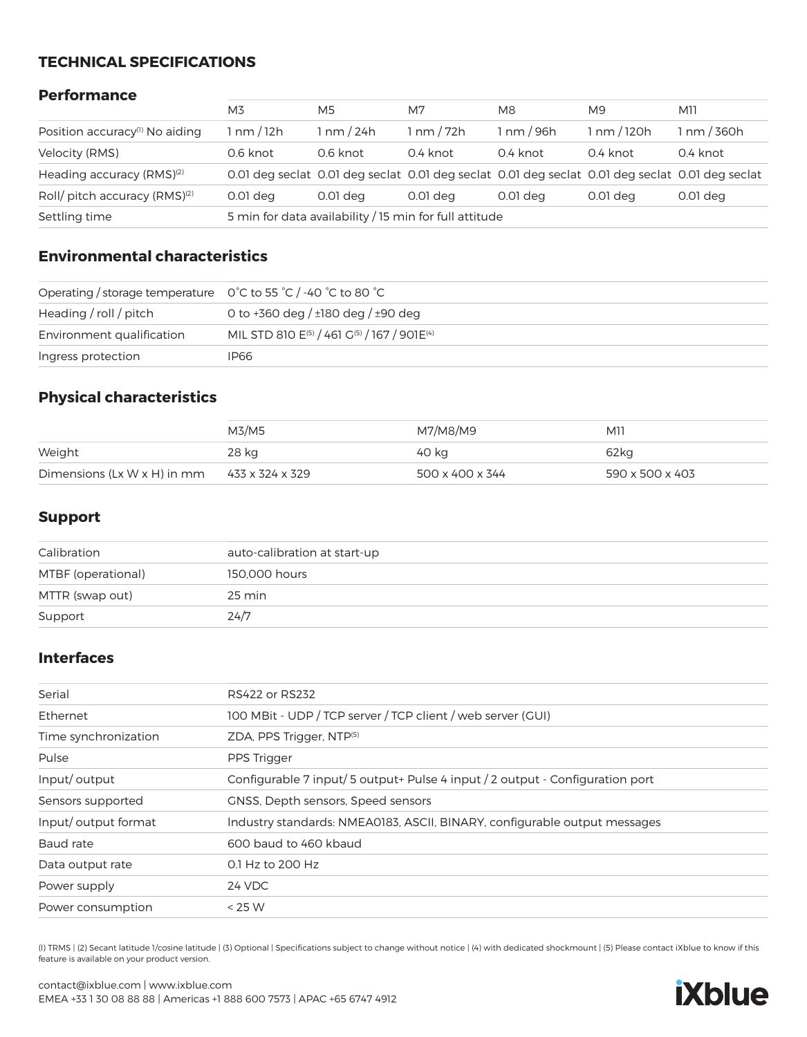# TECHNICAL SPECIFICATIONS

## Performance

| | M3 | M5 | M7 | M8 | M9 | M11 |
|---|---|---|---|---|---|---|
| Position accuracy[1] No aiding | 1 nm / 12h | 1 nm / 24h | 1 nm / 72h | 1 nm / 96h | 1 nm / 120h | 1 nm / 360h |
| Velocity (RMS) | 0.6 knot | 0.6 knot | 0.4 knot | 0.4 knot | 0.4 knot | 0.4 knot |
| Heading accuracy (RMS)[2] | 0.01 deg seclat | 0.01 deg seclat | 0.01 deg seclat | 0.01 deg seclat | 0.01 deg seclat | 0.01 deg seclat |
| Roll/ pitch accuracy (RMS)[2] | 0.01 deg | 0.01 deg | 0.01 deg | 0.01 deg | 0.01 deg | 0.01 deg |
| Settling time | 5 min for data availability / 15 min for full attitude | | | | | |

## Environmental characteristics

| | |
|---|---|
| Operating / storage temperature | 0˚C to 55 ˚C / -40 ˚C to 80 ˚C |
| Heading / roll / pitch | 0 to +360 deg / ±180 deg / ±90 deg |
| Environment qualification | MIL STD 810 E[5] / 461 G[5] / 167 / 901E[4] |
| Ingress protection | IP66 |

## Physical characteristics

| | M3/M5 | M7/M8/M9 | M11 |
|---|---|---|---|
| Weight | 28 kg | 40 kg | 62kg |
| Dimensions (Lx W x H) in mm | 433 x 324 x 329 | 500 x 400 x 344 | 590 x 500 x 403 |

## Support

| | |
|---|---|
| Calibration | auto-calibration at start-up |
| MTBF (operational) | 150,000 hours |
| MTTR (swap out) | 25 min |
| Support | 24/7 |

## Interfaces

| | |
|---|---|
| Serial | RS422 or RS232 |
| Ethernet | 100 MBit - UDP / TCP server / TCP client / web server (GUI) |
| Time synchronization | ZDA, PPS Trigger, NTP[5] |
| Pulse | PPS Trigger |
| Input/ output | Configurable 7 input/ 5 output+ Pulse 4 input / 2 output - Configuration port |
| Sensors supported | GNSS, Depth sensors, Speed sensors |
| Input/ output format | Industry standards: NMEA0183, ASCII, BINARY, configurable output messages |
| Baud rate | 600 baud to 460 kbaud |
| Data output rate | 0.1 Hz to 200 Hz |
| Power supply | 24 VDC |
| Power consumption | < 25 W |

(1) TRMS | (2) Secant latitude 1/cosine latitude | (3) Optional | Specifications subject to change without notice | (4) with dedicated shockmount | (5) Please contact iXblue to know if this feature is available on your product version.

contact@ixblue.com | www.ixblue.com
EMEA +33 1 30 08 88 88 | Americas +1 888 600 7573 | APAC +65 6747 4912

iXblue